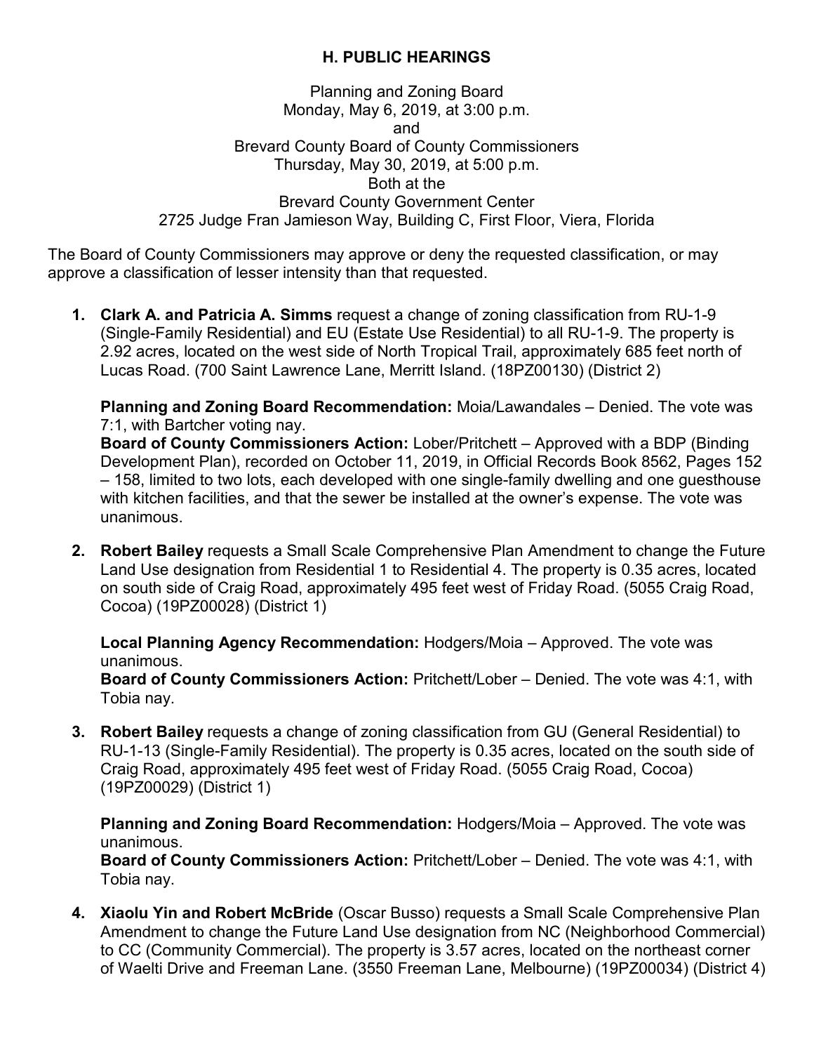# H. PUBLIC HEARINGS

Planning and Zoning Board
Monday, May 6, 2019, at 3:00 p.m.
and
Brevard County Board of County Commissioners
Thursday, May 30, 2019, at 5:00 p.m.
Both at the
Brevard County Government Center
2725 Judge Fran Jamieson Way, Building C, First Floor, Viera, Florida

The Board of County Commissioners may approve or deny the requested classification, or may approve a classification of lesser intensity than that requested.

1. **Clark A. and Patricia A. Simms** request a change of zoning classification from RU-1-9 (Single-Family Residential) and EU (Estate Use Residential) to all RU-1-9. The property is 2.92 acres, located on the west side of North Tropical Trail, approximately 685 feet north of Lucas Road. (700 Saint Lawrence Lane, Merritt Island. (18PZ00130) (District 2)

   **Planning and Zoning Board Recommendation:** Moia/Lawandales – Denied. The vote was 7:1, with Bartcher voting nay.
   **Board of County Commissioners Action:** Lober/Pritchett – Approved with a BDP (Binding Development Plan), recorded on October 11, 2019, in Official Records Book 8562, Pages 152 – 158, limited to two lots, each developed with one single-family dwelling and one guesthouse with kitchen facilities, and that the sewer be installed at the owner's expense. The vote was unanimous.

2. **Robert Bailey** requests a Small Scale Comprehensive Plan Amendment to change the Future Land Use designation from Residential 1 to Residential 4. The property is 0.35 acres, located on south side of Craig Road, approximately 495 feet west of Friday Road. (5055 Craig Road, Cocoa) (19PZ00028) (District 1)

   **Local Planning Agency Recommendation:** Hodgers/Moia – Approved. The vote was unanimous.
   **Board of County Commissioners Action:** Pritchett/Lober – Denied. The vote was 4:1, with Tobia nay.

3. **Robert Bailey** requests a change of zoning classification from GU (General Residential) to RU-1-13 (Single-Family Residential). The property is 0.35 acres, located on the south side of Craig Road, approximately 495 feet west of Friday Road. (5055 Craig Road, Cocoa) (19PZ00029) (District 1)

   **Planning and Zoning Board Recommendation:** Hodgers/Moia – Approved. The vote was unanimous.
   **Board of County Commissioners Action:** Pritchett/Lober – Denied. The vote was 4:1, with Tobia nay.

4. **Xiaolu Yin and Robert McBride** (Oscar Busso) requests a Small Scale Comprehensive Plan Amendment to change the Future Land Use designation from NC (Neighborhood Commercial) to CC (Community Commercial). The property is 3.57 acres, located on the northeast corner of Waelti Drive and Freeman Lane. (3550 Freeman Lane, Melbourne) (19PZ00034) (District 4)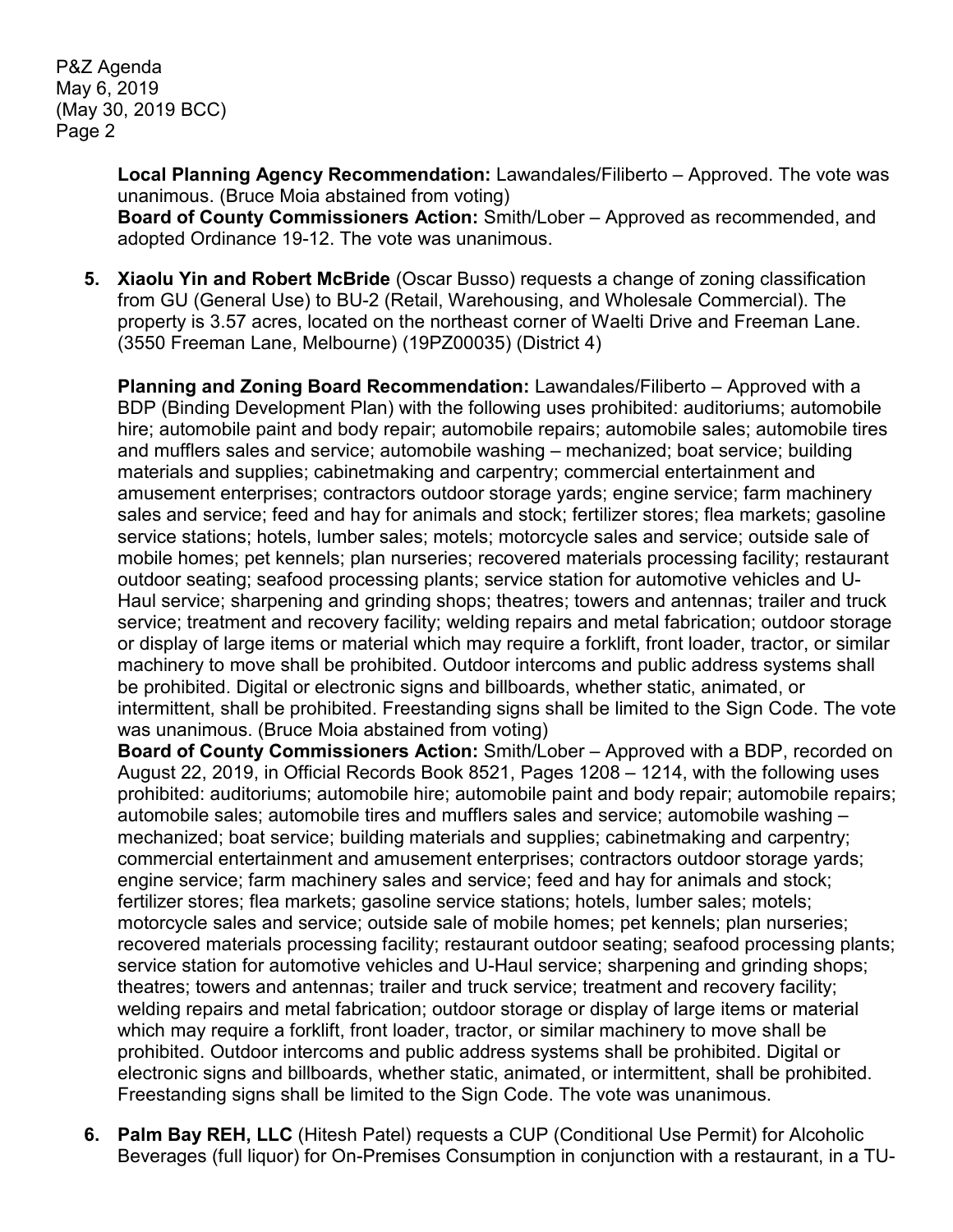**Local Planning Agency Recommendation:** Lawandales/Filiberto – Approved. The vote was unanimous. (Bruce Moia abstained from voting)
**Board of County Commissioners Action:** Smith/Lober – Approved as recommended, and adopted Ordinance 19-12. The vote was unanimous.

5. **Xiaolu Yin and Robert McBride** (Oscar Busso) requests a change of zoning classification from GU (General Use) to BU-2 (Retail, Warehousing, and Wholesale Commercial). The property is 3.57 acres, located on the northeast corner of Waelti Drive and Freeman Lane. (3550 Freeman Lane, Melbourne) (19PZ00035) (District 4)

   **Planning and Zoning Board Recommendation:** Lawandales/Filiberto – Approved with a BDP (Binding Development Plan) with the following uses prohibited: auditoriums; automobile hire; automobile paint and body repair; automobile repairs; automobile sales; automobile tires and mufflers sales and service; automobile washing – mechanized; boat service; building materials and supplies; cabinetmaking and carpentry; commercial entertainment and amusement enterprises; contractors outdoor storage yards; engine service; farm machinery sales and service; feed and hay for animals and stock; fertilizer stores; flea markets; gasoline service stations; hotels, lumber sales; motels; motorcycle sales and service; outside sale of mobile homes; pet kennels; plan nurseries; recovered materials processing facility; restaurant outdoor seating; seafood processing plants; service station for automotive vehicles and U-Haul service; sharpening and grinding shops; theatres; towers and antennas; trailer and truck service; treatment and recovery facility; welding repairs and metal fabrication; outdoor storage or display of large items or material which may require a forklift, front loader, tractor, or similar machinery to move shall be prohibited. Outdoor intercoms and public address systems shall be prohibited. Digital or electronic signs and billboards, whether static, animated, or intermittent, shall be prohibited. Freestanding signs shall be limited to the Sign Code. The vote was unanimous. (Bruce Moia abstained from voting)
   **Board of County Commissioners Action:** Smith/Lober – Approved with a BDP, recorded on August 22, 2019, in Official Records Book 8521, Pages 1208 – 1214, with the following uses prohibited: auditoriums; automobile hire; automobile paint and body repair; automobile repairs; automobile sales; automobile tires and mufflers sales and service; automobile washing – mechanized; boat service; building materials and supplies; cabinetmaking and carpentry; commercial entertainment and amusement enterprises; contractors outdoor storage yards; engine service; farm machinery sales and service; feed and hay for animals and stock; fertilizer stores; flea markets; gasoline service stations; hotels, lumber sales; motels; motorcycle sales and service; outside sale of mobile homes; pet kennels; plan nurseries; recovered materials processing facility; restaurant outdoor seating; seafood processing plants; service station for automotive vehicles and U-Haul service; sharpening and grinding shops; theatres; towers and antennas; trailer and truck service; treatment and recovery facility; welding repairs and metal fabrication; outdoor storage or display of large items or material which may require a forklift, front loader, tractor, or similar machinery to move shall be prohibited. Outdoor intercoms and public address systems shall be prohibited. Digital or electronic signs and billboards, whether static, animated, or intermittent, shall be prohibited. Freestanding signs shall be limited to the Sign Code. The vote was unanimous.

6. **Palm Bay REH, LLC** (Hitesh Patel) requests a CUP (Conditional Use Permit) for Alcoholic Beverages (full liquor) for On-Premises Consumption in conjunction with a restaurant, in a TU-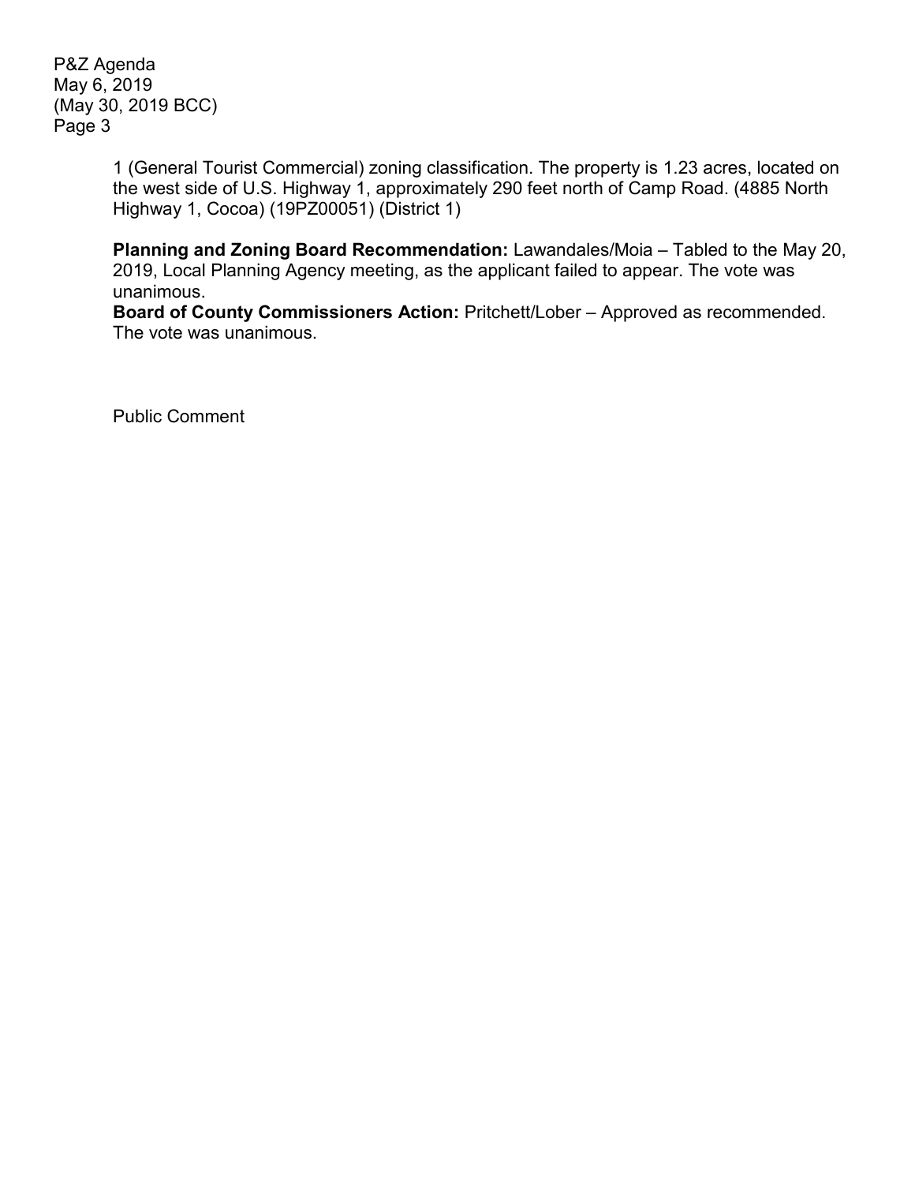1 (General Tourist Commercial) zoning classification. The property is 1.23 acres, located on the west side of U.S. Highway 1, approximately 290 feet north of Camp Road. (4885 North Highway 1, Cocoa) (19PZ00051) (District 1)

**Planning and Zoning Board Recommendation:** Lawandales/Moia – Tabled to the May 20, 2019, Local Planning Agency meeting, as the applicant failed to appear. The vote was unanimous.
**Board of County Commissioners Action:** Pritchett/Lober – Approved as recommended. The vote was unanimous.

Public Comment